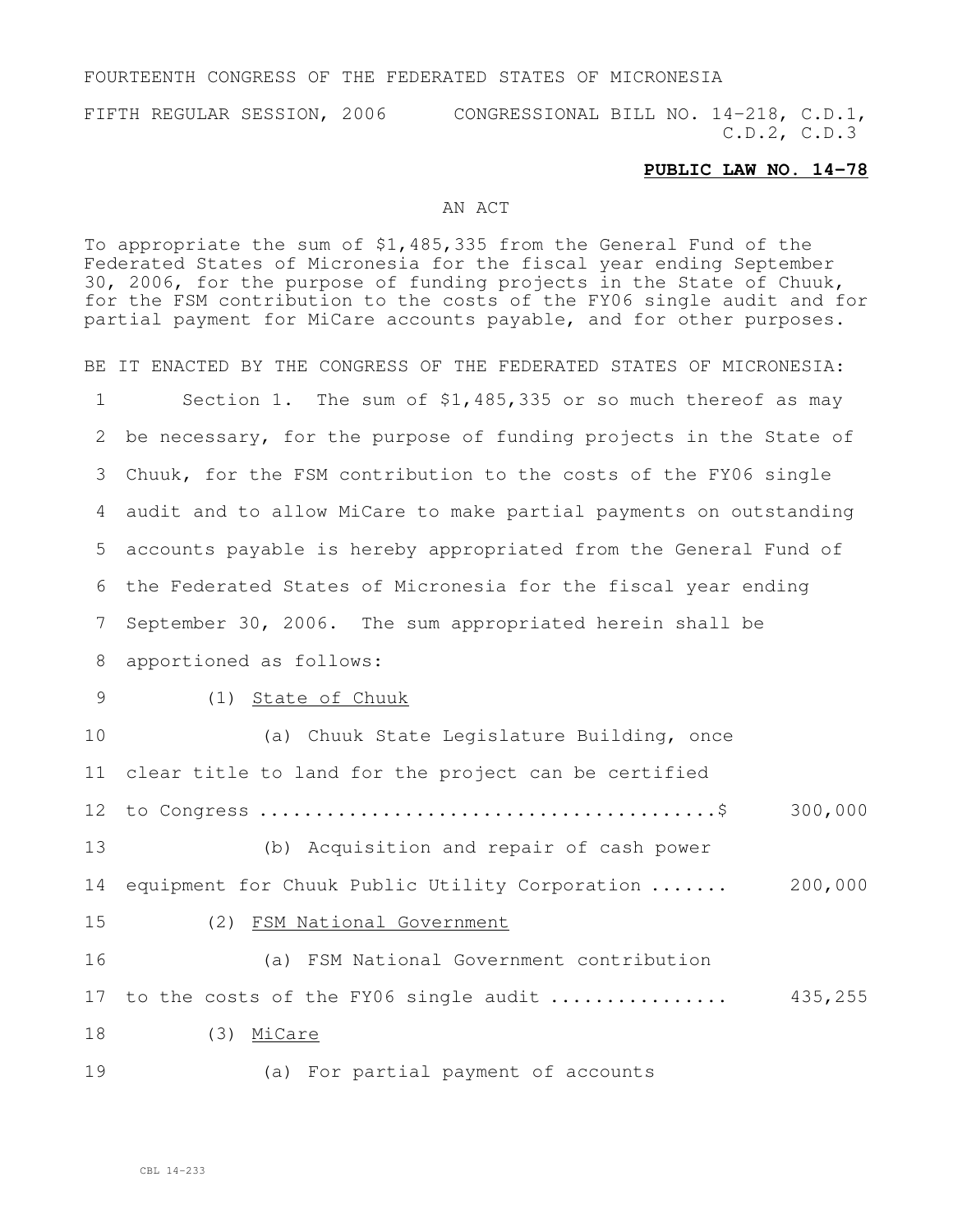FOURTEENTH CONGRESS OF THE FEDERATED STATES OF MICRONESIA

FIFTH REGULAR SESSION, 2006 CONGRESSIONAL BILL NO. 14-218, C.D.1, C.D.2, C.D.3

**PUBLIC LAW NO. 14-78**

AN ACT

To appropriate the sum of $1,485,335 from the General Fund of the Federated States of Micronesia for the fiscal year ending September 30, 2006, for the purpose of funding projects in the State of Chuuk, for the FSM contribution to the costs of the FY06 single audit and for partial payment for MiCare accounts payable, and for other purposes.

BE IT ENACTED BY THE CONGRESS OF THE FEDERATED STATES OF MICRONESIA:

1 Section 1. The sum of $1,485,335 or so much thereof as may
2 be necessary, for the purpose of funding projects in the State of
3 Chuuk, for the FSM contribution to the costs of the FY06 single
4 audit and to allow MiCare to make partial payments on outstanding
5 accounts payable is hereby appropriated from the General Fund of
6 the Federated States of Micronesia for the fiscal year ending
7 September 30, 2006. The sum appropriated herein shall be
8 apportioned as follows:

9 (1) State of Chuuk

10 (a) Chuuk State Legislature Building, once
11 clear title to land for the project can be certified
12 to Congress ........................................$ 300,000

13 (b) Acquisition and repair of cash power
14 equipment for Chuuk Public Utility Corporation ....... 200,000

15 (2) FSM National Government

16 (a) FSM National Government contribution
17 to the costs of the FY06 single audit ................ 435,255

18 (3) MiCare

19 (a) For partial payment of accounts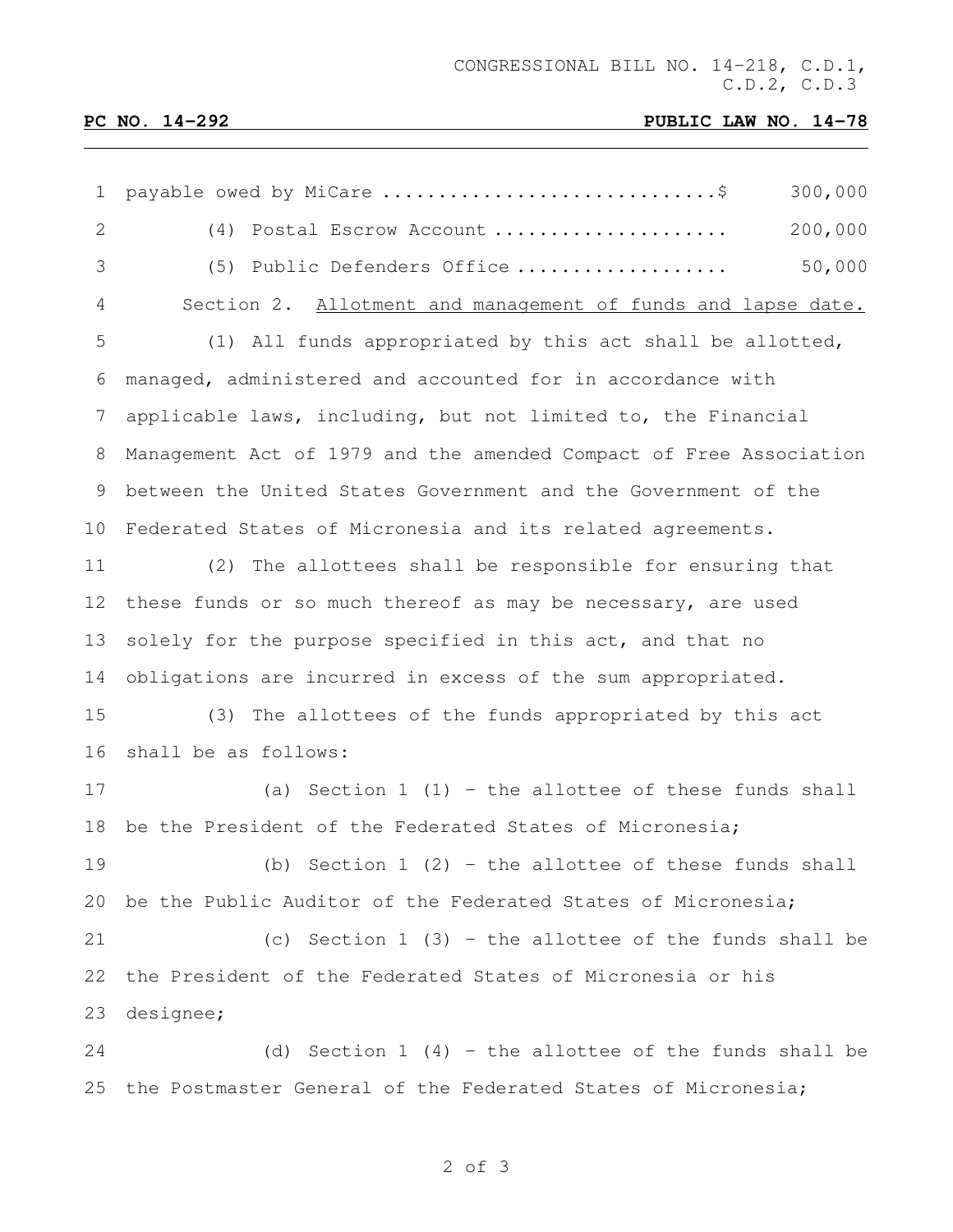payable owed by MiCare .............................$ 300,000

(4) Postal Escrow Account .................... 200,000

(5) Public Defenders Office .................. 50,000

Section 2. Allotment and management of funds and lapse date.

(1) All funds appropriated by this act shall be allotted, managed, administered and accounted for in accordance with applicable laws, including, but not limited to, the Financial Management Act of 1979 and the amended Compact of Free Association between the United States Government and the Government of the Federated States of Micronesia and its related agreements.

(2) The allottees shall be responsible for ensuring that these funds or so much thereof as may be necessary, are used solely for the purpose specified in this act, and that no obligations are incurred in excess of the sum appropriated.

(3) The allottees of the funds appropriated by this act shall be as follows:

(a) Section 1 (1) – the allottee of these funds shall be the President of the Federated States of Micronesia;

(b) Section 1 (2) – the allottee of these funds shall be the Public Auditor of the Federated States of Micronesia;

(c) Section 1 (3) – the allottee of the funds shall be the President of the Federated States of Micronesia or his designee;

(d) Section 1 (4) – the allottee of the funds shall be the Postmaster General of the Federated States of Micronesia;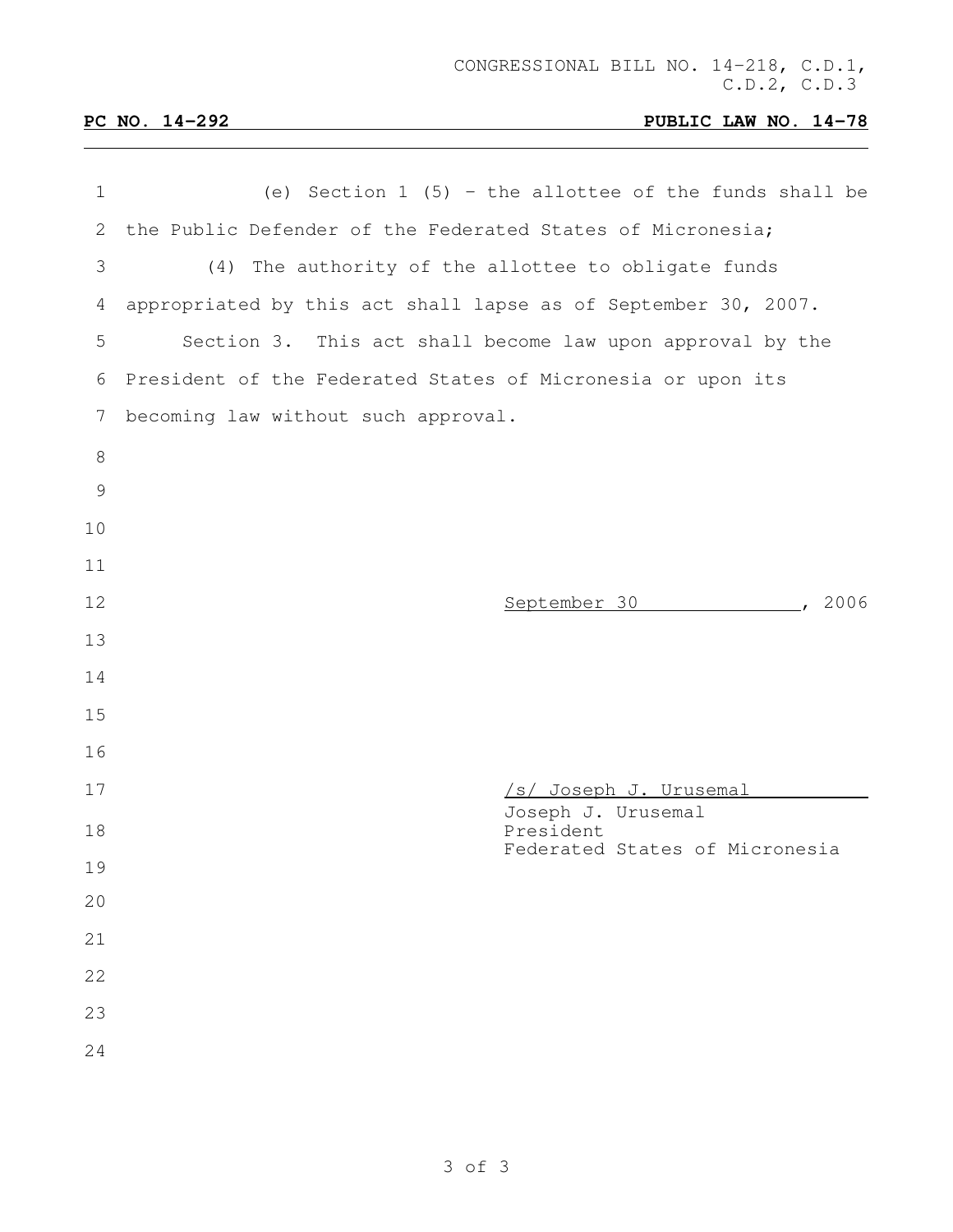CONGRESSIONAL BILL NO. 14-218, C.D.1, C.D.2, C.D.3

**PC NO. 14-292** **PUBLIC LAW NO. 14-78**

(e) Section 1 (5) – the allottee of the funds shall be the Public Defender of the Federated States of Micronesia;

(4) The authority of the allottee to obligate funds appropriated by this act shall lapse as of September 30, 2007.

Section 3. This act shall become law upon approval by the President of the Federated States of Micronesia or upon its becoming law without such approval.

September 30, 2006

/s/ Joseph J. Urusemal
Joseph J. Urusemal
President
Federated States of Micronesia